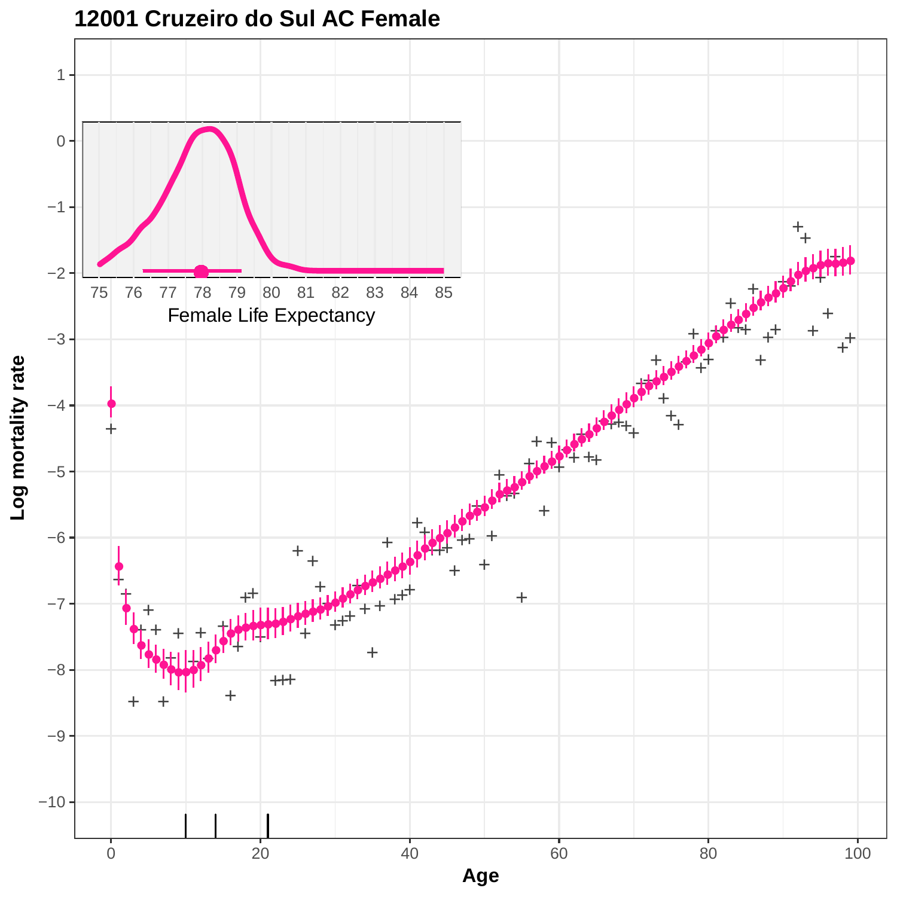# 12001 Cruzeiro do Sul AC Female

Female Life Expectancy

Log mortality rate

Age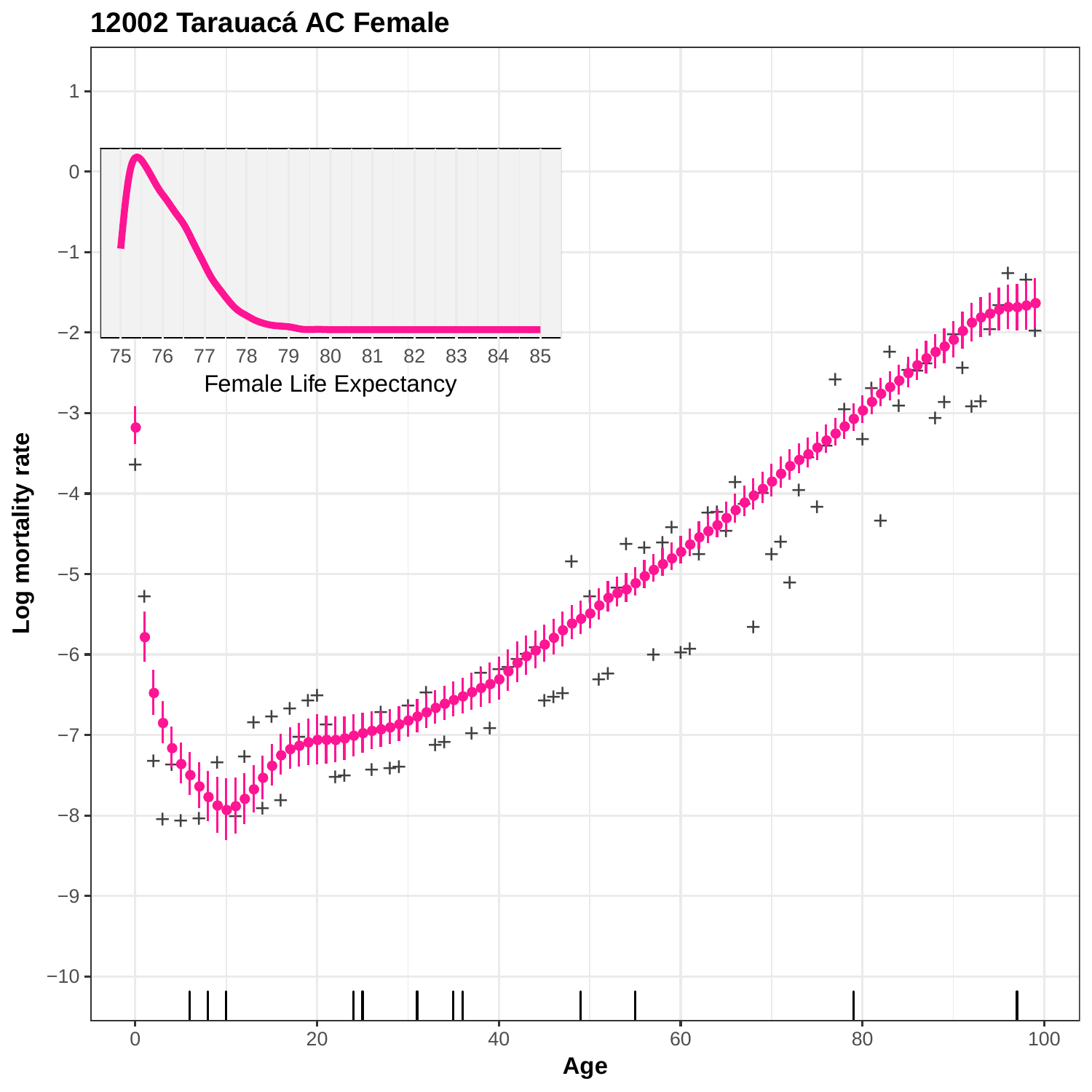**12002 Tarauacá AC Female**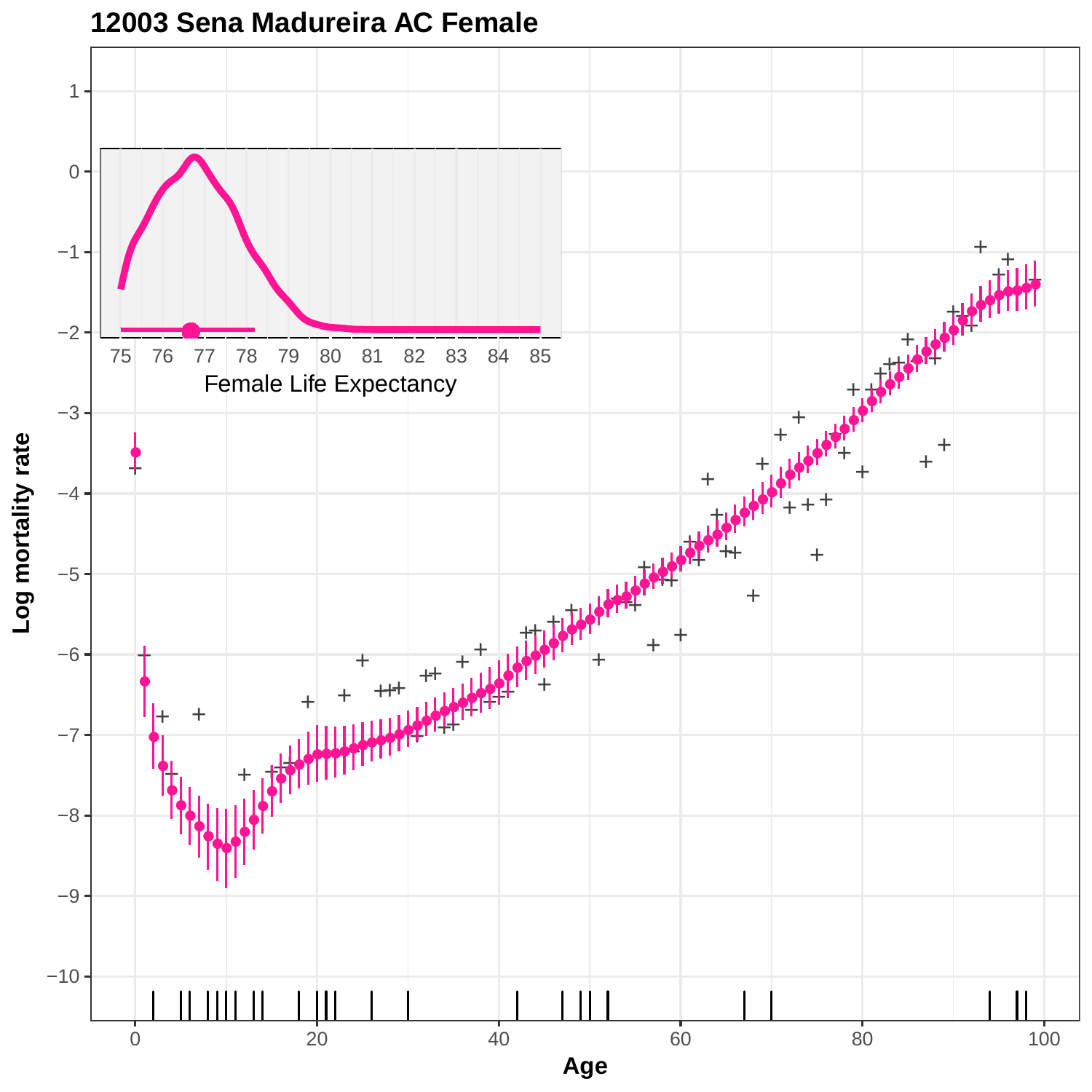**12003 Sena Madureira AC Female**

Female Life Expectancy

Log mortality rate

Age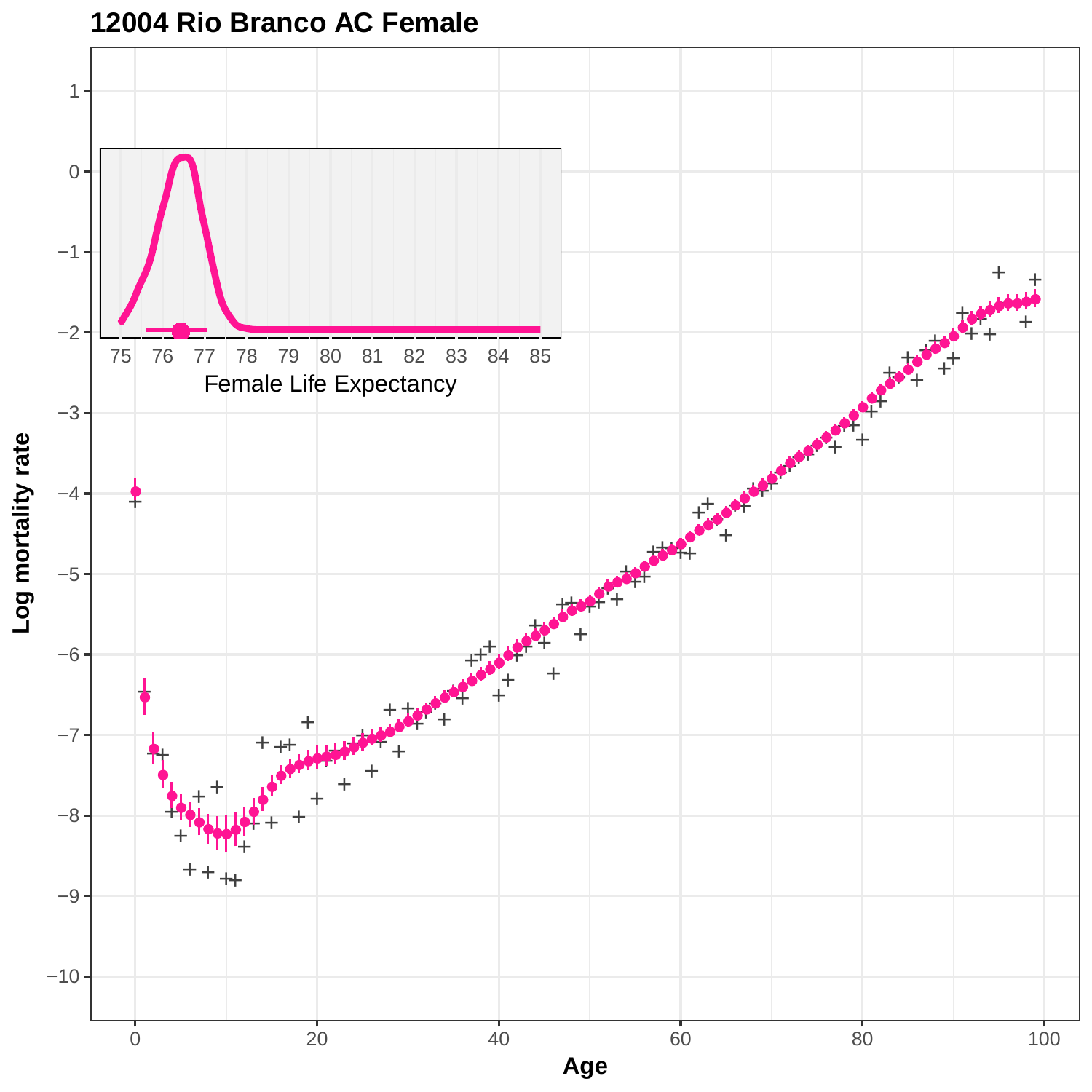# 12004 Rio Branco AC Female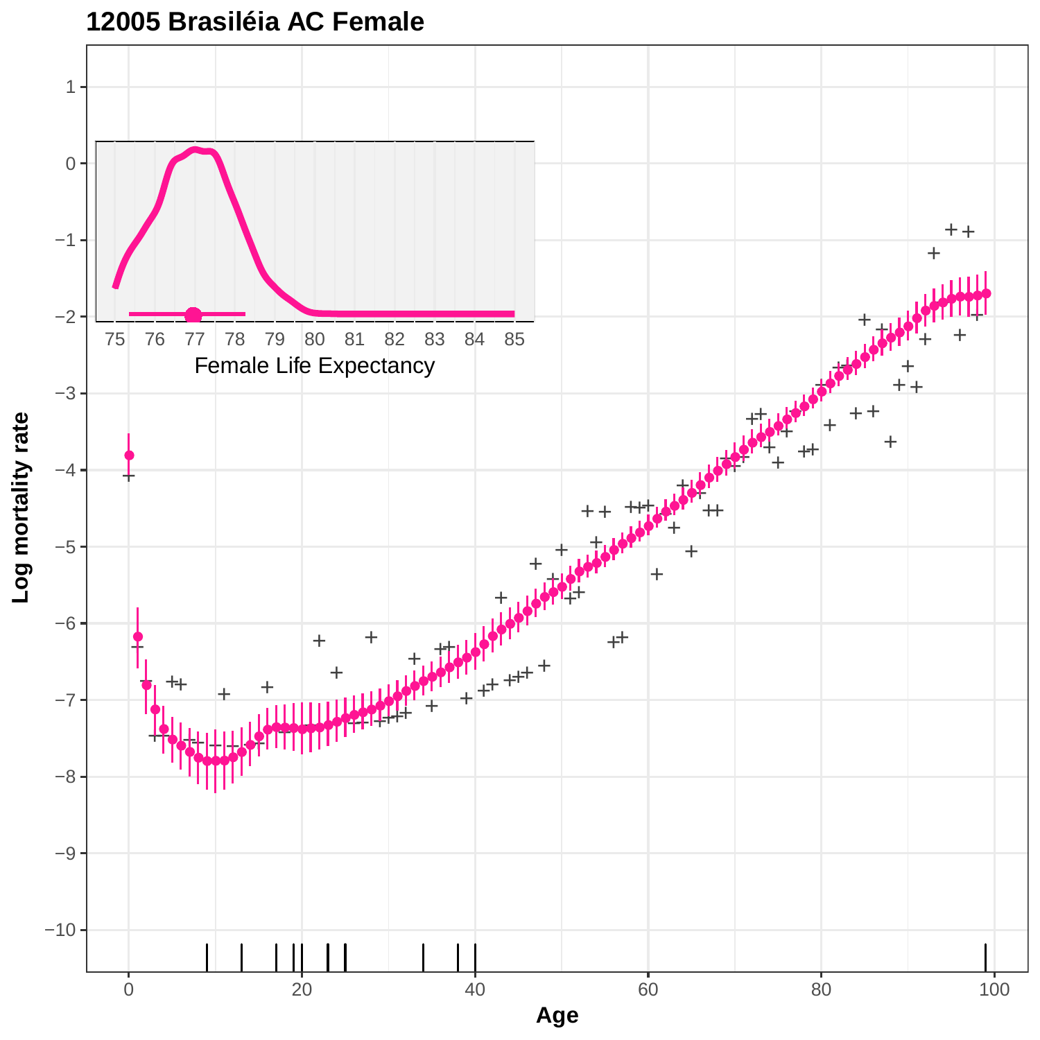# 12005 Brasiléia AC Female

Log mortality rate

Age

Female Life Expectancy

1
0
−1
−2
−3
−4
−5
−6
−7
−8
−9
−10

0 20 40 60 80 100

75 76 77 78 79 80 81 82 83 84 85